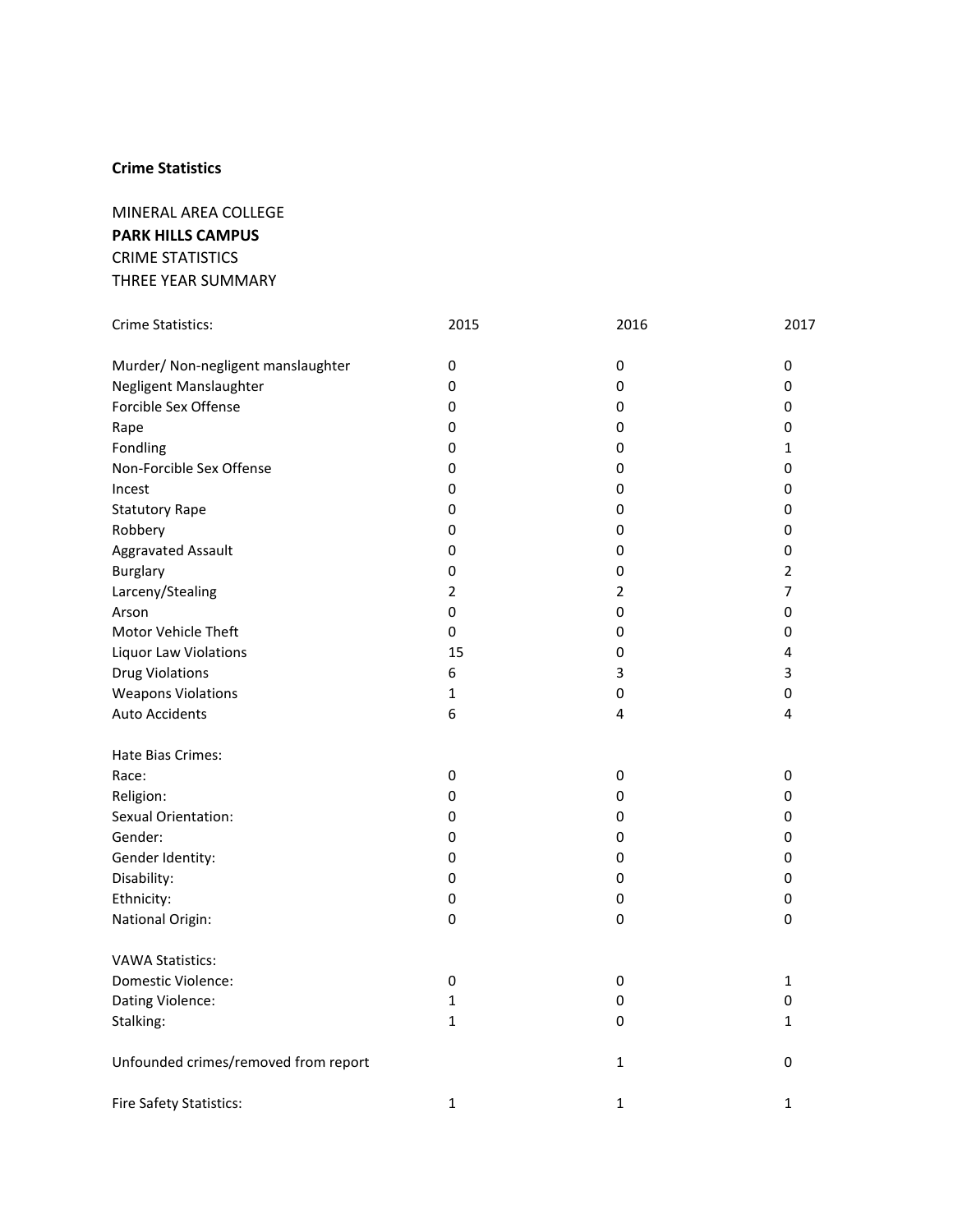**Crime Statistics**

MINERAL AREA COLLEGE
**PARK HILLS CAMPUS**
CRIME STATISTICS
THREE YEAR SUMMARY

| Crime Statistics: | 2015 | 2016 | 2017 |
|---|---|---|---|
| Murder/ Non-negligent manslaughter | 0 | 0 | 0 |
| Negligent Manslaughter | 0 | 0 | 0 |
| Forcible Sex Offense | 0 | 0 | 0 |
| Rape | 0 | 0 | 0 |
| Fondling | 0 | 0 | 1 |
| Non-Forcible Sex Offense | 0 | 0 | 0 |
| Incest | 0 | 0 | 0 |
| Statutory Rape | 0 | 0 | 0 |
| Robbery | 0 | 0 | 0 |
| Aggravated Assault | 0 | 0 | 0 |
| Burglary | 0 | 0 | 2 |
| Larceny/Stealing | 2 | 2 | 7 |
| Arson | 0 | 0 | 0 |
| Motor Vehicle Theft | 0 | 0 | 0 |
| Liquor Law Violations | 15 | 0 | 4 |
| Drug Violations | 6 | 3 | 3 |
| Weapons Violations | 1 | 0 | 0 |
| Auto Accidents | 6 | 4 | 4 |
| | | | |
| Hate Bias Crimes: | | | |
| Race: | 0 | 0 | 0 |
| Religion: | 0 | 0 | 0 |
| Sexual Orientation: | 0 | 0 | 0 |
| Gender: | 0 | 0 | 0 |
| Gender Identity: | 0 | 0 | 0 |
| Disability: | 0 | 0 | 0 |
| Ethnicity: | 0 | 0 | 0 |
| National Origin: | 0 | 0 | 0 |
| | | | |
| VAWA Statistics: | | | |
| Domestic Violence: | 0 | 0 | 1 |
| Dating Violence: | 1 | 0 | 0 |
| Stalking: | 1 | 0 | 1 |
| | | | |
| Unfounded crimes/removed from report | | 1 | 0 |
| | | | |
| Fire Safety Statistics: | 1 | 1 | 1 |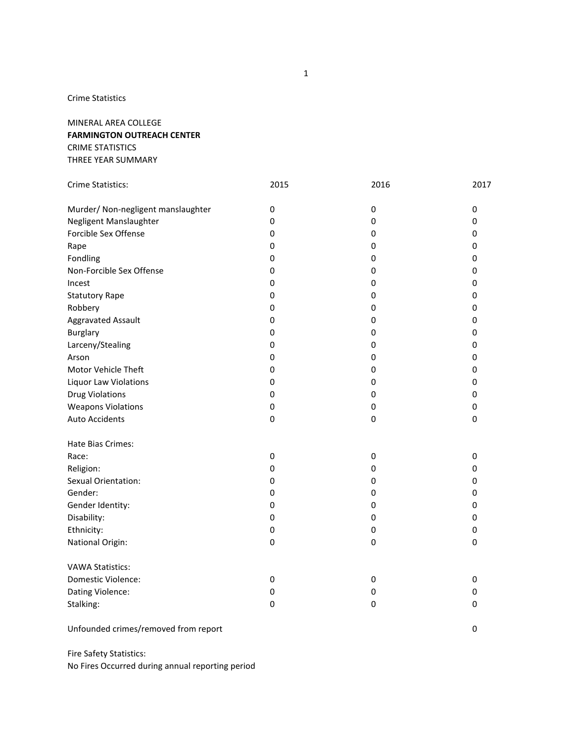Crime Statistics

MINERAL AREA COLLEGE
**FARMINGTON OUTREACH CENTER**
CRIME STATISTICS
THREE YEAR SUMMARY

| Crime Statistics: | 2015 | 2016 | 2017 |
|---|---|---|---|
| Murder/ Non-negligent manslaughter | 0 | 0 | 0 |
| Negligent Manslaughter | 0 | 0 | 0 |
| Forcible Sex Offense | 0 | 0 | 0 |
| Rape | 0 | 0 | 0 |
| Fondling | 0 | 0 | 0 |
| Non-Forcible Sex Offense | 0 | 0 | 0 |
| Incest | 0 | 0 | 0 |
| Statutory Rape | 0 | 0 | 0 |
| Robbery | 0 | 0 | 0 |
| Aggravated Assault | 0 | 0 | 0 |
| Burglary | 0 | 0 | 0 |
| Larceny/Stealing | 0 | 0 | 0 |
| Arson | 0 | 0 | 0 |
| Motor Vehicle Theft | 0 | 0 | 0 |
| Liquor Law Violations | 0 | 0 | 0 |
| Drug Violations | 0 | 0 | 0 |
| Weapons Violations | 0 | 0 | 0 |
| Auto Accidents | 0 | 0 | 0 |
| **Hate Bias Crimes:** | | | |
| Race: | 0 | 0 | 0 |
| Religion: | 0 | 0 | 0 |
| Sexual Orientation: | 0 | 0 | 0 |
| Gender: | 0 | 0 | 0 |
| Gender Identity: | 0 | 0 | 0 |
| Disability: | 0 | 0 | 0 |
| Ethnicity: | 0 | 0 | 0 |
| National Origin: | 0 | 0 | 0 |
| **VAWA Statistics:** | | | |
| Domestic Violence: | 0 | 0 | 0 |
| Dating Violence: | 0 | 0 | 0 |
| Stalking: | 0 | 0 | 0 |
| Unfounded crimes/removed from report | | | 0 |

Fire Safety Statistics:
No Fires Occurred during annual reporting period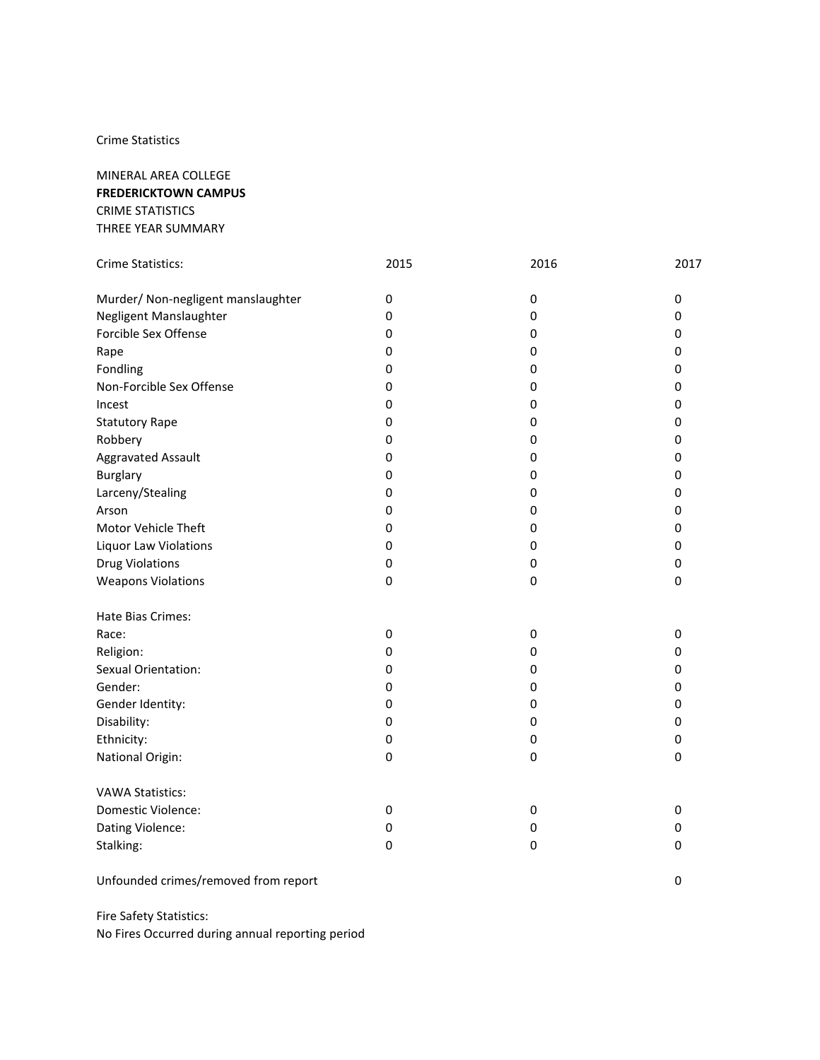Crime Statistics

MINERAL AREA COLLEGE
**FREDERICKTOWN CAMPUS**
CRIME STATISTICS
THREE YEAR SUMMARY

| Crime Statistics: | 2015 | 2016 | 2017 |
|---|---|---|---|
| Murder/ Non-negligent manslaughter | 0 | 0 | 0 |
| Negligent Manslaughter | 0 | 0 | 0 |
| Forcible Sex Offense | 0 | 0 | 0 |
| Rape | 0 | 0 | 0 |
| Fondling | 0 | 0 | 0 |
| Non-Forcible Sex Offense | 0 | 0 | 0 |
| Incest | 0 | 0 | 0 |
| Statutory Rape | 0 | 0 | 0 |
| Robbery | 0 | 0 | 0 |
| Aggravated Assault | 0 | 0 | 0 |
| Burglary | 0 | 0 | 0 |
| Larceny/Stealing | 0 | 0 | 0 |
| Arson | 0 | 0 | 0 |
| Motor Vehicle Theft | 0 | 0 | 0 |
| Liquor Law Violations | 0 | 0 | 0 |
| Drug Violations | 0 | 0 | 0 |
| Weapons Violations | 0 | 0 | 0 |
| | | | |
| Hate Bias Crimes: | | | |
| Race: | 0 | 0 | 0 |
| Religion: | 0 | 0 | 0 |
| Sexual Orientation: | 0 | 0 | 0 |
| Gender: | 0 | 0 | 0 |
| Gender Identity: | 0 | 0 | 0 |
| Disability: | 0 | 0 | 0 |
| Ethnicity: | 0 | 0 | 0 |
| National Origin: | 0 | 0 | 0 |
| | | | |
| VAWA Statistics: | | | |
| Domestic Violence: | 0 | 0 | 0 |
| Dating Violence: | 0 | 0 | 0 |
| Stalking: | 0 | 0 | 0 |
| | | | |
| Unfounded crimes/removed from report | | | 0 |

Fire Safety Statistics:
No Fires Occurred during annual reporting period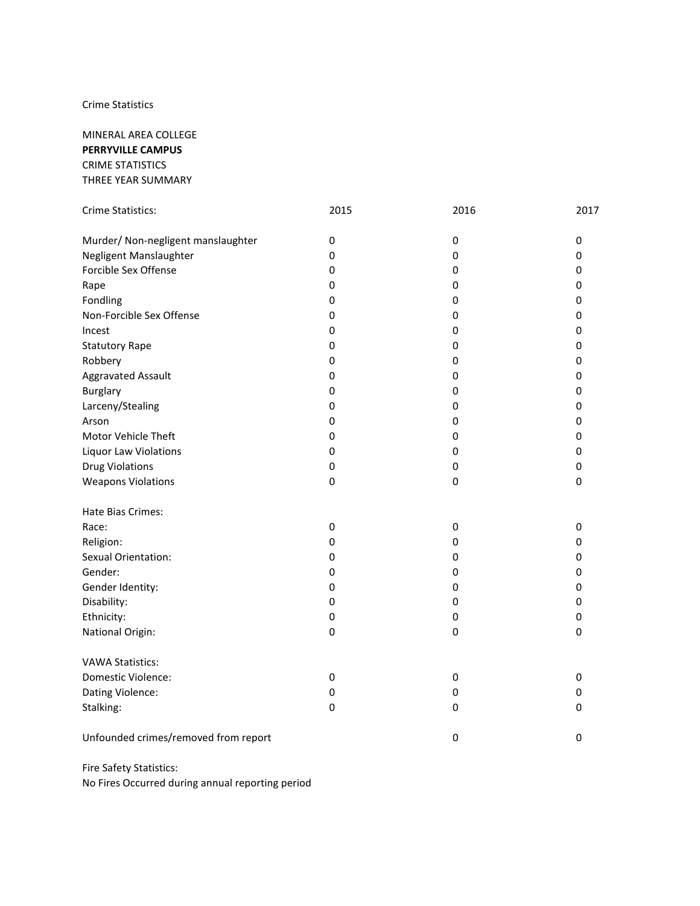Crime Statistics

MINERAL AREA COLLEGE
**PERRYVILLE CAMPUS**
CRIME STATISTICS
THREE YEAR SUMMARY

| Crime Statistics: | 2015 | 2016 | 2017 |
|---|---|---|---|
| Murder/ Non-negligent manslaughter | 0 | 0 | 0 |
| Negligent Manslaughter | 0 | 0 | 0 |
| Forcible Sex Offense | 0 | 0 | 0 |
| Rape | 0 | 0 | 0 |
| Fondling | 0 | 0 | 0 |
| Non-Forcible Sex Offense | 0 | 0 | 0 |
| Incest | 0 | 0 | 0 |
| Statutory Rape | 0 | 0 | 0 |
| Robbery | 0 | 0 | 0 |
| Aggravated Assault | 0 | 0 | 0 |
| Burglary | 0 | 0 | 0 |
| Larceny/Stealing | 0 | 0 | 0 |
| Arson | 0 | 0 | 0 |
| Motor Vehicle Theft | 0 | 0 | 0 |
| Liquor Law Violations | 0 | 0 | 0 |
| Drug Violations | 0 | 0 | 0 |
| Weapons Violations | 0 | 0 | 0 |
| Hate Bias Crimes: | | | |
| Race: | 0 | 0 | 0 |
| Religion: | 0 | 0 | 0 |
| Sexual Orientation: | 0 | 0 | 0 |
| Gender: | 0 | 0 | 0 |
| Gender Identity: | 0 | 0 | 0 |
| Disability: | 0 | 0 | 0 |
| Ethnicity: | 0 | 0 | 0 |
| National Origin: | 0 | 0 | 0 |
| VAWA Statistics: | | | |
| Domestic Violence: | 0 | 0 | 0 |
| Dating Violence: | 0 | 0 | 0 |
| Stalking: | 0 | 0 | 0 |
| Unfounded crimes/removed from report | | 0 | 0 |

Fire Safety Statistics:
No Fires Occurred during annual reporting period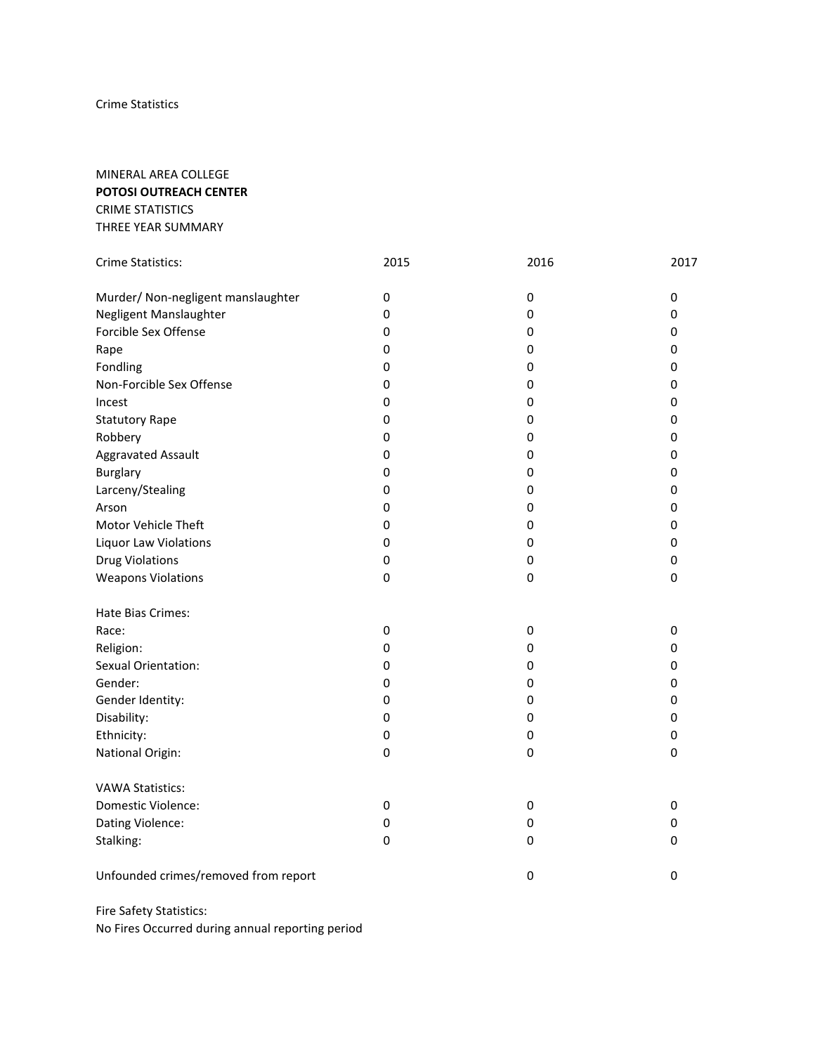Crime Statistics

MINERAL AREA COLLEGE
**POTOSI OUTREACH CENTER**
CRIME STATISTICS
THREE YEAR SUMMARY

| Crime Statistics: | 2015 | 2016 | 2017 |
|---|---|---|---|
| Murder/ Non-negligent manslaughter | 0 | 0 | 0 |
| Negligent Manslaughter | 0 | 0 | 0 |
| Forcible Sex Offense | 0 | 0 | 0 |
| Rape | 0 | 0 | 0 |
| Fondling | 0 | 0 | 0 |
| Non-Forcible Sex Offense | 0 | 0 | 0 |
| Incest | 0 | 0 | 0 |
| Statutory Rape | 0 | 0 | 0 |
| Robbery | 0 | 0 | 0 |
| Aggravated Assault | 0 | 0 | 0 |
| Burglary | 0 | 0 | 0 |
| Larceny/Stealing | 0 | 0 | 0 |
| Arson | 0 | 0 | 0 |
| Motor Vehicle Theft | 0 | 0 | 0 |
| Liquor Law Violations | 0 | 0 | 0 |
| Drug Violations | 0 | 0 | 0 |
| Weapons Violations | 0 | 0 | 0 |
| Hate Bias Crimes: | | | |
| Race: | 0 | 0 | 0 |
| Religion: | 0 | 0 | 0 |
| Sexual Orientation: | 0 | 0 | 0 |
| Gender: | 0 | 0 | 0 |
| Gender Identity: | 0 | 0 | 0 |
| Disability: | 0 | 0 | 0 |
| Ethnicity: | 0 | 0 | 0 |
| National Origin: | 0 | 0 | 0 |
| VAWA Statistics: | | | |
| Domestic Violence: | 0 | 0 | 0 |
| Dating Violence: | 0 | 0 | 0 |
| Stalking: | 0 | 0 | 0 |
| Unfounded crimes/removed from report | | 0 | 0 |

Fire Safety Statistics:
No Fires Occurred during annual reporting period